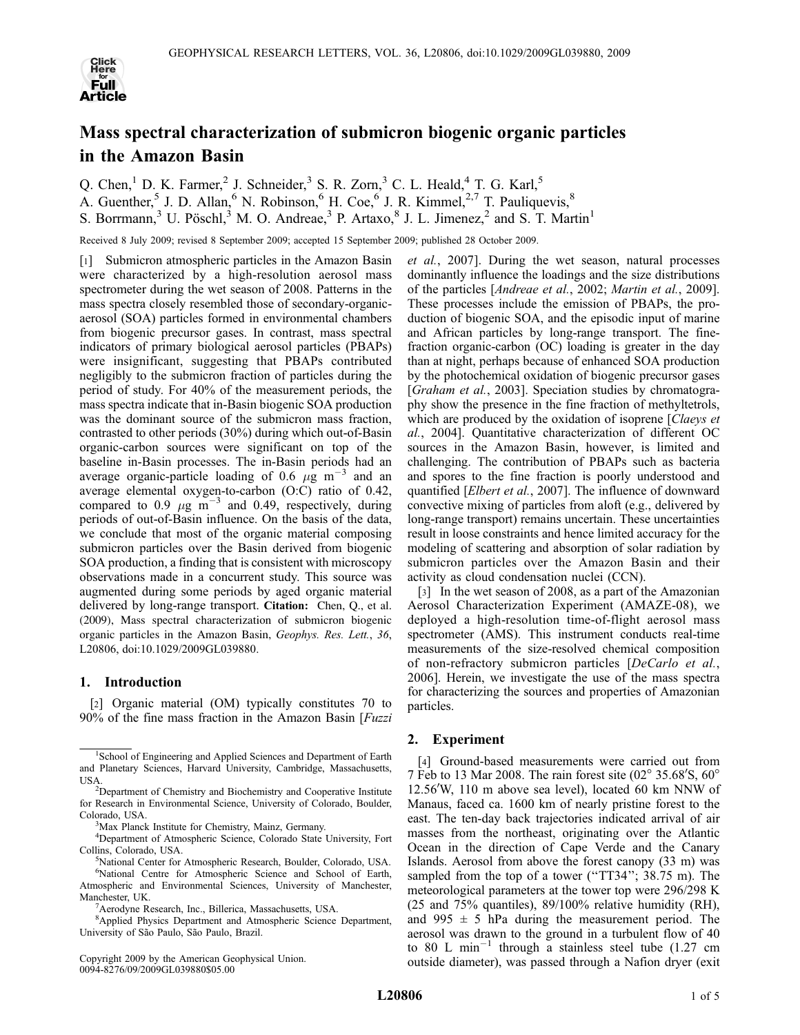# Mass spectral characterization of submicron biogenic organic particles in the Amazon Basin

Q. Chen,[1] D. K. Farmer,[2] J. Schneider,[3] S. R. Zorn,[3] C. L. Heald,[4] T. G. Karl,[5] A. Guenther,[5] J. D. Allan,[6] N. Robinson,[6] H. Coe,[6] J. R. Kimmel,[2,7] T. Pauliquevis,[8] S. Borrmann,[3] U. Pöschl,[3] M. O. Andreae,[3] P. Artaxo,[8] J. L. Jimenez,[2] and S. T. Martin[1]

Received 8 July 2009; revised 8 September 2009; accepted 15 September 2009; published 28 October 2009.

[1] Submicron atmospheric particles in the Amazon Basin were characterized by a high-resolution aerosol mass spectrometer during the wet season of 2008. Patterns in the mass spectra closely resembled those of secondary-organic-aerosol (SOA) particles formed in environmental chambers from biogenic precursor gases. In contrast, mass spectral indicators of primary biological aerosol particles (PBAPs) were insignificant, suggesting that PBAPs contributed negligibly to the submicron fraction of particles during the period of study. For 40% of the measurement periods, the mass spectra indicate that in-Basin biogenic SOA production was the dominant source of the submicron mass fraction, contrasted to other periods (30%) during which out-of-Basin organic-carbon sources were significant on top of the baseline in-Basin processes. The in-Basin periods had an average organic-particle loading of 0.6 $\mu$g m$^{-3}$ and an average elemental oxygen-to-carbon (O:C) ratio of 0.42, compared to 0.9 $\mu$g m$^{-3}$ and 0.49, respectively, during periods of out-of-Basin influence. On the basis of the data, we conclude that most of the organic material composing submicron particles over the Basin derived from biogenic SOA production, a finding that is consistent with microscopy observations made in a concurrent study. This source was augmented during some periods by aged organic material delivered by long-range transport. **Citation:** Chen, Q., et al. (2009), Mass spectral characterization of submicron biogenic organic particles in the Amazon Basin, *Geophys. Res. Lett.*, *36*, L20806, doi:10.1029/2009GL039880.

## 1. Introduction

[2] Organic material (OM) typically constitutes 70 to 90% of the fine mass fraction in the Amazon Basin [*Fuzzi et al.*, 2007]. During the wet season, natural processes dominantly influence the loadings and the size distributions of the particles [*Andreae et al.*, 2002; *Martin et al.*, 2009]. These processes include the emission of PBAPs, the production of biogenic SOA, and the episodic input of marine and African particles by long-range transport. The fine-fraction organic-carbon (OC) loading is greater in the day than at night, perhaps because of enhanced SOA production by the photochemical oxidation of biogenic precursor gases [*Graham et al.*, 2003]. Speciation studies by chromatography show the presence in the fine fraction of methyltetrols, which are produced by the oxidation of isoprene [*Claeys et al.*, 2004]. Quantitative characterization of different OC sources in the Amazon Basin, however, is limited and challenging. The contribution of PBAPs such as bacteria and spores to the fine fraction is poorly understood and quantified [*Elbert et al.*, 2007]. The influence of downward convective mixing of particles from aloft (e.g., delivered by long-range transport) remains uncertain. These uncertainties result in loose constraints and hence limited accuracy for the modeling of scattering and absorption of solar radiation by submicron particles over the Amazon Basin and their activity as cloud condensation nuclei (CCN).

[3] In the wet season of 2008, as a part of the Amazonian Aerosol Characterization Experiment (AMAZE-08), we deployed a high-resolution time-of-flight aerosol mass spectrometer (AMS). This instrument conducts real-time measurements of the size-resolved chemical composition of non-refractory submicron particles [*DeCarlo et al.*, 2006]. Herein, we investigate the use of the mass spectra for characterizing the sources and properties of Amazonian particles.

## 2. Experiment

[4] Ground-based measurements were carried out from 7 Feb to 13 Mar 2008. The rain forest site (02° 35.68′S, 60° 12.56′W, 110 m above sea level), located 60 km NNW of Manaus, faced ca. 1600 km of nearly pristine forest to the east. The ten-day back trajectories indicated arrival of air masses from the northeast, originating over the Atlantic Ocean in the direction of Cape Verde and the Canary Islands. Aerosol from above the forest canopy (33 m) was sampled from the top of a tower ("TT34"; 38.75 m). The meteorological parameters at the tower top were 296/298 K (25 and 75% quantiles), 89/100% relative humidity (RH), and 995 ± 5 hPa during the measurement period. The aerosol was drawn to the ground in a turbulent flow of 40 to 80 L min$^{-1}$ through a stainless steel tube (1.27 cm outside diameter), was passed through a Nafion dryer (exit

---

[1]School of Engineering and Applied Sciences and Department of Earth and Planetary Sciences, Harvard University, Cambridge, Massachusetts, USA.

[2]Department of Chemistry and Biochemistry and Cooperative Institute for Research in Environmental Science, University of Colorado, Boulder, Colorado, USA.

[3]Max Planck Institute for Chemistry, Mainz, Germany.

[4]Department of Atmospheric Science, Colorado State University, Fort Collins, Colorado, USA.

[5]National Center for Atmospheric Research, Boulder, Colorado, USA.

[6]National Centre for Atmospheric Science and School of Earth, Atmospheric and Environmental Sciences, University of Manchester, Manchester, UK.

[7]Aerodyne Research, Inc., Billerica, Massachusetts, USA.

[8]Applied Physics Department and Atmospheric Science Department, University of São Paulo, São Paulo, Brazil.

Copyright 2009 by the American Geophysical Union.
0094-8276/09/2009GL039880$05.00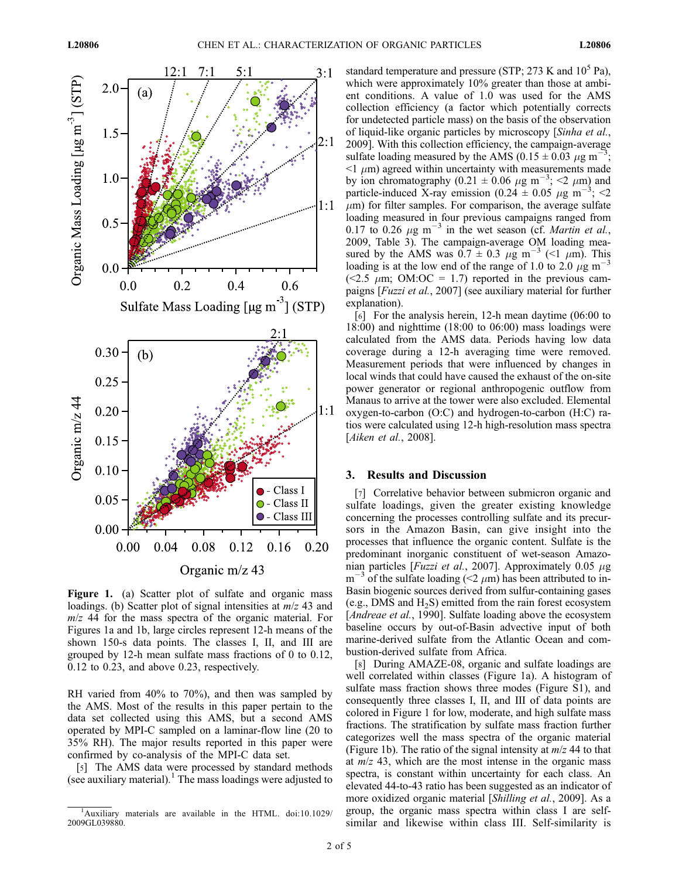**Figure 1.** (a) Scatter plot of sulfate and organic mass loadings. (b) Scatter plot of signal intensities at $m/z$ 43 and $m/z$ 44 for the mass spectra of the organic material. For Figures 1a and 1b, large circles represent 12-h means of the shown 150-s data points. The classes I, II, and III are grouped by 12-h mean sulfate mass fractions of 0 to 0.12, 0.12 to 0.23, and above 0.23, respectively.

RH varied from 40% to 70%), and then was sampled by the AMS. Most of the results in this paper pertain to the data set collected using this AMS, but a second AMS operated by MPI-C sampled on a laminar-flow line (20 to 35% RH). The major results reported in this paper were confirmed by co-analysis of the MPI-C data set.

[5] The AMS data were processed by standard methods (see auxiliary material).[1] The mass loadings were adjusted to standard temperature and pressure (STP; 273 K and $10^5$ Pa), which were approximately 10% greater than those at ambient conditions. A value of 1.0 was used for the AMS collection efficiency (a factor which potentially corrects for undetected particle mass) on the basis of the observation of liquid-like organic particles by microscopy [*Sinha et al.*, 2009]. With this collection efficiency, the campaign-average sulfate loading measured by the AMS ($0.15 \pm 0.03$ $\mu$g m$^{-3}$; <1 $\mu$m) agreed within uncertainty with measurements made by ion chromatography ($0.21 \pm 0.06$ $\mu$g m$^{-3}$; <2 $\mu$m) and particle-induced X-ray emission ($0.24 \pm 0.05$ $\mu$g m$^{-3}$; <2 $\mu$m) for filter samples. For comparison, the average sulfate loading measured in four previous campaigns ranged from 0.17 to 0.26 $\mu$g m$^{-3}$ in the wet season (cf. *Martin et al.*, 2009, Table 3). The campaign-average OM loading measured by the AMS was $0.7 \pm 0.3$ $\mu$g m$^{-3}$ (<1 $\mu$m). This loading is at the low end of the range of 1.0 to 2.0 $\mu$g m$^{-3}$ (<2.5 $\mu$m; OM:OC = 1.7) reported in the previous campaigns [*Fuzzi et al.*, 2007] (see auxiliary material for further explanation).

[6] For the analysis herein, 12-h mean daytime (06:00 to 18:00) and nighttime (18:00 to 06:00) mass loadings were calculated from the AMS data. Periods having low data coverage during a 12-h averaging time were removed. Measurement periods that were influenced by changes in local winds that could have caused the exhaust of the on-site power generator or regional anthropogenic outflow from Manaus to arrive at the tower were also excluded. Elemental oxygen-to-carbon (O:C) and hydrogen-to-carbon (H:C) ratios were calculated using 12-h high-resolution mass spectra [*Aiken et al.*, 2008].

## 3. Results and Discussion

[7] Correlative behavior between submicron organic and sulfate loadings, given the greater existing knowledge concerning the processes controlling sulfate and its precursors in the Amazon Basin, can give insight into the processes that influence the organic content. Sulfate is the predominant inorganic constituent of wet-season Amazonian particles [*Fuzzi et al.*, 2007]. Approximately 0.05 $\mu$g m$^{-3}$ of the sulfate loading (<2 $\mu$m) has been attributed to in-Basin biogenic sources derived from sulfur-containing gases (e.g., DMS and $H_2S$) emitted from the rain forest ecosystem [*Andreae et al.*, 1990]. Sulfate loading above the ecosystem baseline occurs by out-of-Basin advective input of both marine-derived sulfate from the Atlantic Ocean and combustion-derived sulfate from Africa.

[8] During AMAZE-08, organic and sulfate loadings are well correlated within classes (Figure 1a). A histogram of sulfate mass fraction shows three modes (Figure S1), and consequently three classes I, II, and III of data points are colored in Figure 1 for low, moderate, and high sulfate mass fractions. The stratification by sulfate mass fraction further categorizes well the mass spectra of the organic material (Figure 1b). The ratio of the signal intensity at $m/z$ 44 to that at $m/z$ 43, which are the most intense in the organic mass spectra, is constant within uncertainty for each class. An elevated 44-to-43 ratio has been suggested as an indicator of more oxidized organic material [*Shilling et al.*, 2009]. As a group, the organic mass spectra within class I are self-similar and likewise within class III. Self-similarity is

[1] Auxiliary materials are available in the HTML. doi:10.1029/2009GL039880.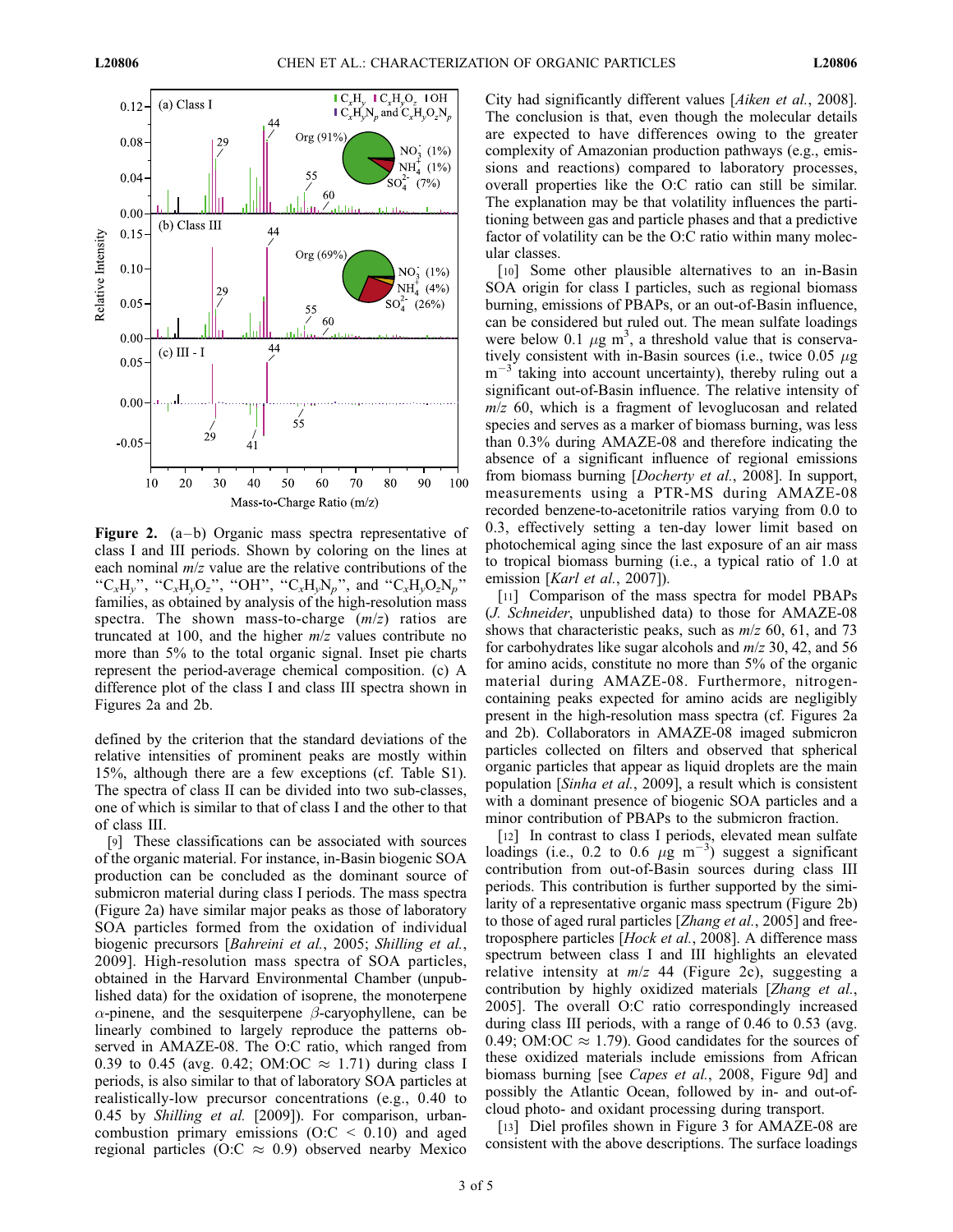**Figure 2.** (a–b) Organic mass spectra representative of class I and III periods. Shown by coloring on the lines at each nominal $m/z$ value are the relative contributions of the "$C_xH_y$", "$C_xH_yO_z$", "OH", "$C_xH_yN_p$", and "$C_xH_yO_zN_p$" families, as obtained by analysis of the high-resolution mass spectra. The shown mass-to-charge ($m/z$) ratios are truncated at 100, and the higher $m/z$ values contribute no more than 5% to the total organic signal. Inset pie charts represent the period-average chemical composition. (c) A difference plot of the class I and class III spectra shown in Figures 2a and 2b.

defined by the criterion that the standard deviations of the relative intensities of prominent peaks are mostly within 15%, although there are a few exceptions (cf. Table S1). The spectra of class II can be divided into two sub-classes, one of which is similar to that of class I and the other to that of class III.

[9] These classifications can be associated with sources of the organic material. For instance, in-Basin biogenic SOA production can be concluded as the dominant source of submicron material during class I periods. The mass spectra (Figure 2a) have similar major peaks as those of laboratory SOA particles formed from the oxidation of individual biogenic precursors [*Bahreini et al.*, 2005; *Shilling et al.*, 2009]. High-resolution mass spectra of SOA particles, obtained in the Harvard Environmental Chamber (unpublished data) for the oxidation of isoprene, the monoterpene $\alpha$-pinene, and the sesquiterpene $\beta$-caryophyllene, can be linearly combined to largely reproduce the patterns observed in AMAZE-08. The O:C ratio, which ranged from 0.39 to 0.45 (avg. 0.42; OM:OC $\approx$ 1.71) during class I periods, is also similar to that of laboratory SOA particles at realistically-low precursor concentrations (e.g., 0.40 to 0.45 by *Shilling et al.* [2009]). For comparison, urban-combustion primary emissions (O:C < 0.10) and aged regional particles (O:C $\approx$ 0.9) observed nearby Mexico City had significantly different values [*Aiken et al.*, 2008]. The conclusion is that, even though the molecular details are expected to have differences owing to the greater complexity of Amazonian production pathways (e.g., emissions and reactions) compared to laboratory processes, overall properties like the O:C ratio can still be similar. The explanation may be that volatility influences the partitioning between gas and particle phases and that a predictive factor of volatility can be the O:C ratio within many molecular classes.

[10] Some other plausible alternatives to an in-Basin SOA origin for class I particles, such as regional biomass burning, emissions of PBAPs, or an out-of-Basin influence, can be considered but ruled out. The mean sulfate loadings were below 0.1 $\mu$g m$^{3}$, a threshold value that is conservatively consistent with in-Basin sources (i.e., twice 0.05 $\mu$g m$^{-3}$ taking into account uncertainty), thereby ruling out a significant out-of-Basin influence. The relative intensity of $m/z$ 60, which is a fragment of levoglucosan and related species and serves as a marker of biomass burning, was less than 0.3% during AMAZE-08 and therefore indicating the absence of a significant influence of regional emissions from biomass burning [*Docherty et al.*, 2008]. In support, measurements using a PTR-MS during AMAZE-08 recorded benzene-to-acetonitrile ratios varying from 0.0 to 0.3, effectively setting a ten-day lower limit based on photochemical aging since the last exposure of an air mass to tropical biomass burning (i.e., a typical ratio of 1.0 at emission [*Karl et al.*, 2007]).

[11] Comparison of the mass spectra for model PBAPs (*J. Schneider*, unpublished data) to those for AMAZE-08 shows that characteristic peaks, such as $m/z$ 60, 61, and 73 for carbohydrates like sugar alcohols and $m/z$ 30, 42, and 56 for amino acids, constitute no more than 5% of the organic material during AMAZE-08. Furthermore, nitrogen-containing peaks expected for amino acids are negligibly present in the high-resolution mass spectra (cf. Figures 2a and 2b). Collaborators in AMAZE-08 imaged submicron particles collected on filters and observed that spherical organic particles that appear as liquid droplets are the main population [*Sinha et al.*, 2009], a result which is consistent with a dominant presence of biogenic SOA particles and a minor contribution of PBAPs to the submicron fraction.

[12] In contrast to class I periods, elevated mean sulfate loadings (i.e., 0.2 to 0.6 $\mu$g m$^{-3}$) suggest a significant contribution from out-of-Basin sources during class III periods. This contribution is further supported by the similarity of a representative organic mass spectrum (Figure 2b) to those of aged rural particles [*Zhang et al.*, 2005] and free-troposphere particles [*Hock et al.*, 2008]. A difference mass spectrum between class I and III highlights an elevated relative intensity at $m/z$ 44 (Figure 2c), suggesting a contribution by highly oxidized materials [*Zhang et al.*, 2005]. The overall O:C ratio correspondingly increased during class III periods, with a range of 0.46 to 0.53 (avg. 0.49; OM:OC $\approx$ 1.79). Good candidates for the sources of these oxidized materials include emissions from African biomass burning [see *Capes et al.*, 2008, Figure 9d] and possibly the Atlantic Ocean, followed by in- and out-of-cloud photo- and oxidant processing during transport.

[13] Diel profiles shown in Figure 3 for AMAZE-08 are consistent with the above descriptions. The surface loadings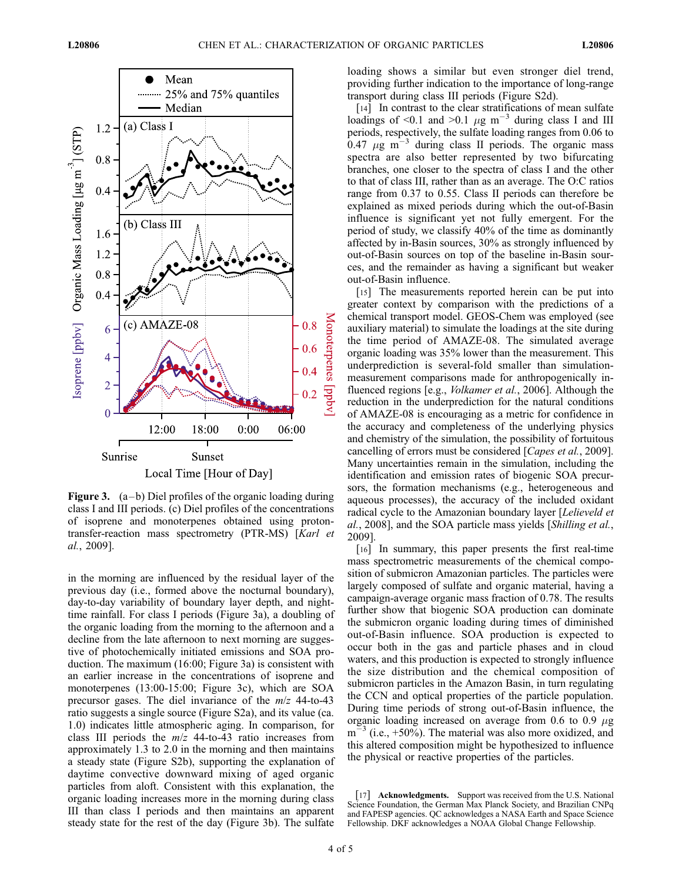**Figure 3.** (a–b) Diel profiles of the organic loading during class I and III periods. (c) Diel profiles of the concentrations of isoprene and monoterpenes obtained using proton-transfer-reaction mass spectrometry (PTR-MS) [*Karl et al.*, 2009].

in the morning are influenced by the residual layer of the previous day (i.e., formed above the nocturnal boundary), day-to-day variability of boundary layer depth, and night-time rainfall. For class I periods (Figure 3a), a doubling of the organic loading from the morning to the afternoon and a decline from the late afternoon to next morning are suggestive of photochemically initiated emissions and SOA production. The maximum (16:00; Figure 3a) is consistent with an earlier increase in the concentrations of isoprene and monoterpenes (13:00-15:00; Figure 3c), which are SOA precursor gases. The diel invariance of the $m/z$ 44-to-43 ratio suggests a single source (Figure S2a), and its value (ca. 1.0) indicates little atmospheric aging. In comparison, for class III periods the $m/z$ 44-to-43 ratio increases from approximately 1.3 to 2.0 in the morning and then maintains a steady state (Figure S2b), supporting the explanation of daytime convective downward mixing of aged organic particles from aloft. Consistent with this explanation, the organic loading increases more in the morning during class III than class I periods and then maintains an apparent steady state for the rest of the day (Figure 3b). The sulfate loading shows a similar but even stronger diel trend, providing further indication to the importance of long-range transport during class III periods (Figure S2d).

[14] In contrast to the clear stratifications of mean sulfate loadings of <0.1 and >0.1 $\mu$g m$^{-3}$ during class I and III periods, respectively, the sulfate loading ranges from 0.06 to 0.47 $\mu$g m$^{-3}$ during class II periods. The organic mass spectra are also better represented by two bifurcating branches, one closer to the spectra of class I and the other to that of class III, rather than as an average. The O:C ratios range from 0.37 to 0.55. Class II periods can therefore be explained as mixed periods during which the out-of-Basin influence is significant yet not fully emergent. For the period of study, we classify 40% of the time as dominantly affected by in-Basin sources, 30% as strongly influenced by out-of-Basin sources on top of the baseline in-Basin sources, and the remainder as having a significant but weaker out-of-Basin influence.

[15] The measurements reported herein can be put into greater context by comparison with the predictions of a chemical transport model. GEOS-Chem was employed (see auxiliary material) to simulate the loadings at the site during the time period of AMAZE-08. The simulated average organic loading was 35% lower than the measurement. This underprediction is several-fold smaller than simulation-measurement comparisons made for anthropogenically influenced regions [e.g., *Volkamer et al.*, 2006]. Although the reduction in the underprediction for the natural conditions of AMAZE-08 is encouraging as a metric for confidence in the accuracy and completeness of the underlying physics and chemistry of the simulation, the possibility of fortuitous cancelling of errors must be considered [*Capes et al.*, 2009]. Many uncertainties remain in the simulation, including the identification and emission rates of biogenic SOA precursors, the formation mechanisms (e.g., heterogeneous and aqueous processes), the accuracy of the included oxidant radical cycle to the Amazonian boundary layer [*Lelieveld et al.*, 2008], and the SOA particle mass yields [*Shilling et al.*, 2009].

[16] In summary, this paper presents the first real-time mass spectrometric measurements of the chemical composition of submicron Amazonian particles. The particles were largely composed of sulfate and organic material, having a campaign-average organic mass fraction of 0.78. The results further show that biogenic SOA production can dominate the submicron organic loading during times of diminished out-of-Basin influence. SOA production is expected to occur both in the gas and particle phases and in cloud waters, and this production is expected to strongly influence the size distribution and the chemical composition of submicron particles in the Amazon Basin, in turn regulating the CCN and optical properties of the particle population. During time periods of strong out-of-Basin influence, the organic loading increased on average from 0.6 to 0.9 $\mu$g m$^{-3}$ (i.e., +50%). The material was also more oxidized, and this altered composition might be hypothesized to influence the physical or reactive properties of the particles.

[17] **Acknowledgments.** Support was received from the U.S. National Science Foundation, the German Max Planck Society, and Brazilian CNPq and FAPESP agencies. QC acknowledges a NASA Earth and Space Science Fellowship. DKF acknowledges a NOAA Global Change Fellowship.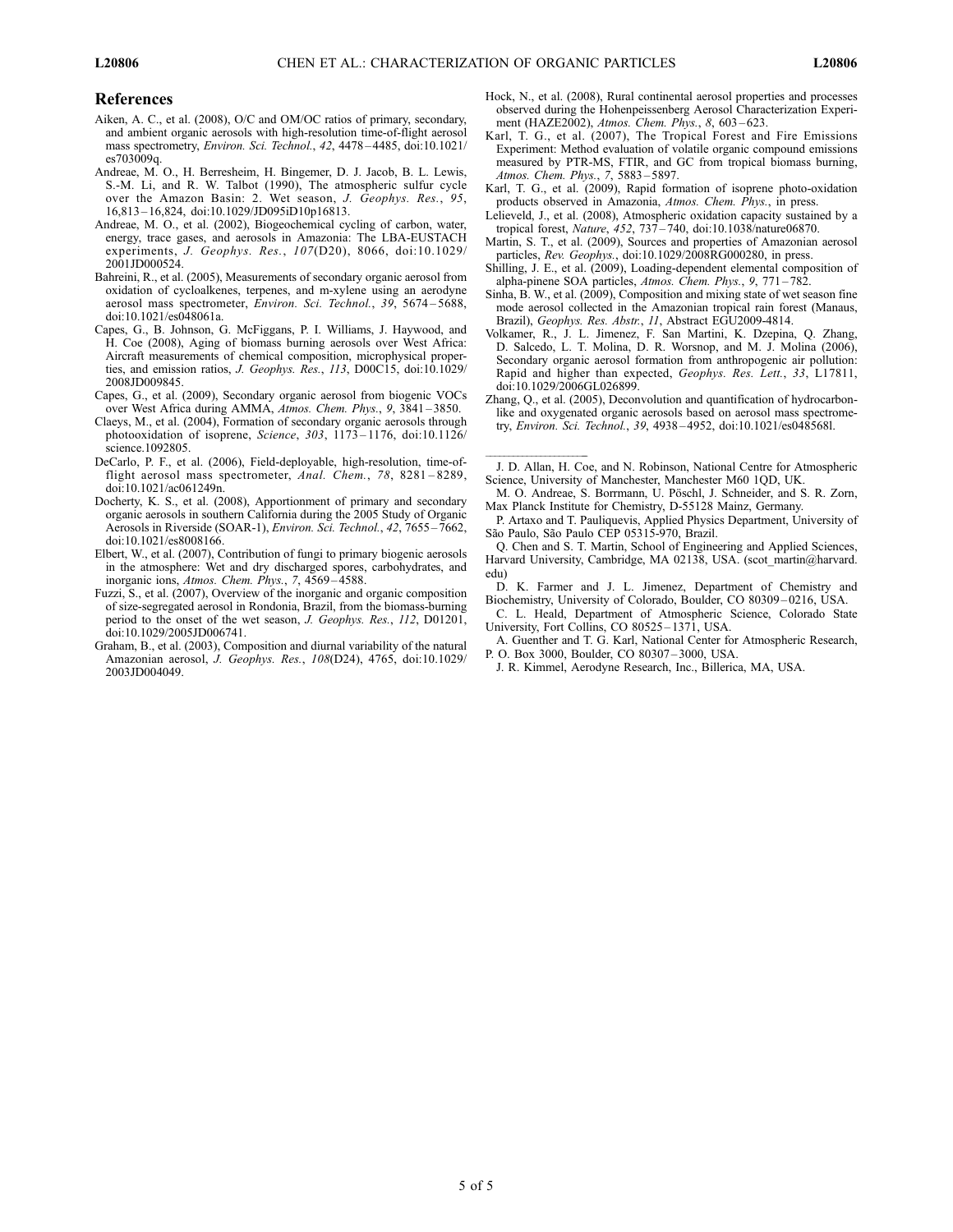## References

Aiken, A. C., et al. (2008), O/C and OM/OC ratios of primary, secondary, and ambient organic aerosols with high-resolution time-of-flight aerosol mass spectrometry, *Environ. Sci. Technol.*, *42*, 4478–4485, doi:10.1021/es703009q.

Andreae, M. O., H. Berresheim, H. Bingemer, D. J. Jacob, B. L. Lewis, S.-M. Li, and R. W. Talbot (1990), The atmospheric sulfur cycle over the Amazon Basin: 2. Wet season, *J. Geophys. Res.*, *95*, 16,813–16,824, doi:10.1029/JD095iD10p16813.

Andreae, M. O., et al. (2002), Biogeochemical cycling of carbon, water, energy, trace gases, and aerosols in Amazonia: The LBA-EUSTACH experiments, *J. Geophys. Res.*, *107*(D20), 8066, doi:10.1029/2001JD000524.

Bahreini, R., et al. (2005), Measurements of secondary organic aerosol from oxidation of cycloalkenes, terpenes, and m-xylene using an aerodyne aerosol mass spectrometer, *Environ. Sci. Technol.*, *39*, 5674–5688, doi:10.1021/es048061a.

Capes, G., B. Johnson, G. McFiggans, P. I. Williams, J. Haywood, and H. Coe (2008), Aging of biomass burning aerosols over West Africa: Aircraft measurements of chemical composition, microphysical properties, and emission ratios, *J. Geophys. Res.*, *113*, D00C15, doi:10.1029/2008JD009845.

Capes, G., et al. (2009), Secondary organic aerosol from biogenic VOCs over West Africa during AMMA, *Atmos. Chem. Phys.*, *9*, 3841–3850.

Claeys, M., et al. (2004), Formation of secondary organic aerosols through photooxidation of isoprene, *Science*, *303*, 1173–1176, doi:10.1126/science.1092805.

DeCarlo, P. F., et al. (2006), Field-deployable, high-resolution, time-of-flight aerosol mass spectrometer, *Anal. Chem.*, *78*, 8281–8289, doi:10.1021/ac061249n.

Docherty, K. S., et al. (2008), Apportionment of primary and secondary organic aerosols in southern California during the 2005 Study of Organic Aerosols in Riverside (SOAR-1), *Environ. Sci. Technol.*, *42*, 7655–7662, doi:10.1021/es8008166.

Elbert, W., et al. (2007), Contribution of fungi to primary biogenic aerosols in the atmosphere: Wet and dry discharged spores, carbohydrates, and inorganic ions, *Atmos. Chem. Phys.*, *7*, 4569–4588.

Fuzzi, S., et al. (2007), Overview of the inorganic and organic composition of size-segregated aerosol in Rondonia, Brazil, from the biomass-burning period to the onset of the wet season, *J. Geophys. Res.*, *112*, D01201, doi:10.1029/2005JD006741.

Graham, B., et al. (2003), Composition and diurnal variability of the natural Amazonian aerosol, *J. Geophys. Res.*, *108*(D24), 4765, doi:10.1029/2003JD004049.

Hock, N., et al. (2008), Rural continental aerosol properties and processes observed during the Hohenpeissenberg Aerosol Characterization Experiment (HAZE2002), *Atmos. Chem. Phys.*, *8*, 603–623.

Karl, T. G., et al. (2007), The Tropical Forest and Fire Emissions Experiment: Method evaluation of volatile organic compound emissions measured by PTR-MS, FTIR, and GC from tropical biomass burning, *Atmos. Chem. Phys.*, *7*, 5883–5897.

Karl, T. G., et al. (2009), Rapid formation of isoprene photo-oxidation products observed in Amazonia, *Atmos. Chem. Phys.*, in press.

Lelieveld, J., et al. (2008), Atmospheric oxidation capacity sustained by a tropical forest, *Nature*, *452*, 737–740, doi:10.1038/nature06870.

Martin, S. T., et al. (2009), Sources and properties of Amazonian aerosol particles, *Rev. Geophys.*, doi:10.1029/2008RG000280, in press.

Shilling, J. E., et al. (2009), Loading-dependent elemental composition of alpha-pinene SOA particles, *Atmos. Chem. Phys.*, *9*, 771–782.

Sinha, B. W., et al. (2009), Composition and mixing state of wet season fine mode aerosol collected in the Amazonian tropical rain forest (Manaus, Brazil), *Geophys. Res. Abstr.*, *11*, Abstract EGU2009-4814.

Volkamer, R., J. L. Jimenez, F. San Martini, K. Dzepina, Q. Zhang, D. Salcedo, L. T. Molina, D. R. Worsnop, and M. J. Molina (2006), Secondary organic aerosol formation from anthropogenic air pollution: Rapid and higher than expected, *Geophys. Res. Lett.*, *33*, L17811, doi:10.1029/2006GL026899.

Zhang, Q., et al. (2005), Deconvolution and quantification of hydrocarbon-like and oxygenated organic aerosols based on aerosol mass spectrometry, *Environ. Sci. Technol.*, *39*, 4938–4952, doi:10.1021/es048568l.

---

J. D. Allan, H. Coe, and N. Robinson, National Centre for Atmospheric Science, University of Manchester, Manchester M60 1QD, UK.

M. O. Andreae, S. Borrmann, U. Pöschl, J. Schneider, and S. R. Zorn, Max Planck Institute for Chemistry, D-55128 Mainz, Germany.

P. Artaxo and T. Pauliquevis, Applied Physics Department, University of São Paulo, São Paulo CEP 05315-970, Brazil.

Q. Chen and S. T. Martin, School of Engineering and Applied Sciences, Harvard University, Cambridge, MA 02138, USA. (scot_martin@harvard.edu)

D. K. Farmer and J. L. Jimenez, Department of Chemistry and Biochemistry, University of Colorado, Boulder, CO 80309–0216, USA.

C. L. Heald, Department of Atmospheric Science, Colorado State University, Fort Collins, CO 80525–1371, USA.

A. Guenther and T. G. Karl, National Center for Atmospheric Research, P. O. Box 3000, Boulder, CO 80307–3000, USA.

J. R. Kimmel, Aerodyne Research, Inc., Billerica, MA, USA.